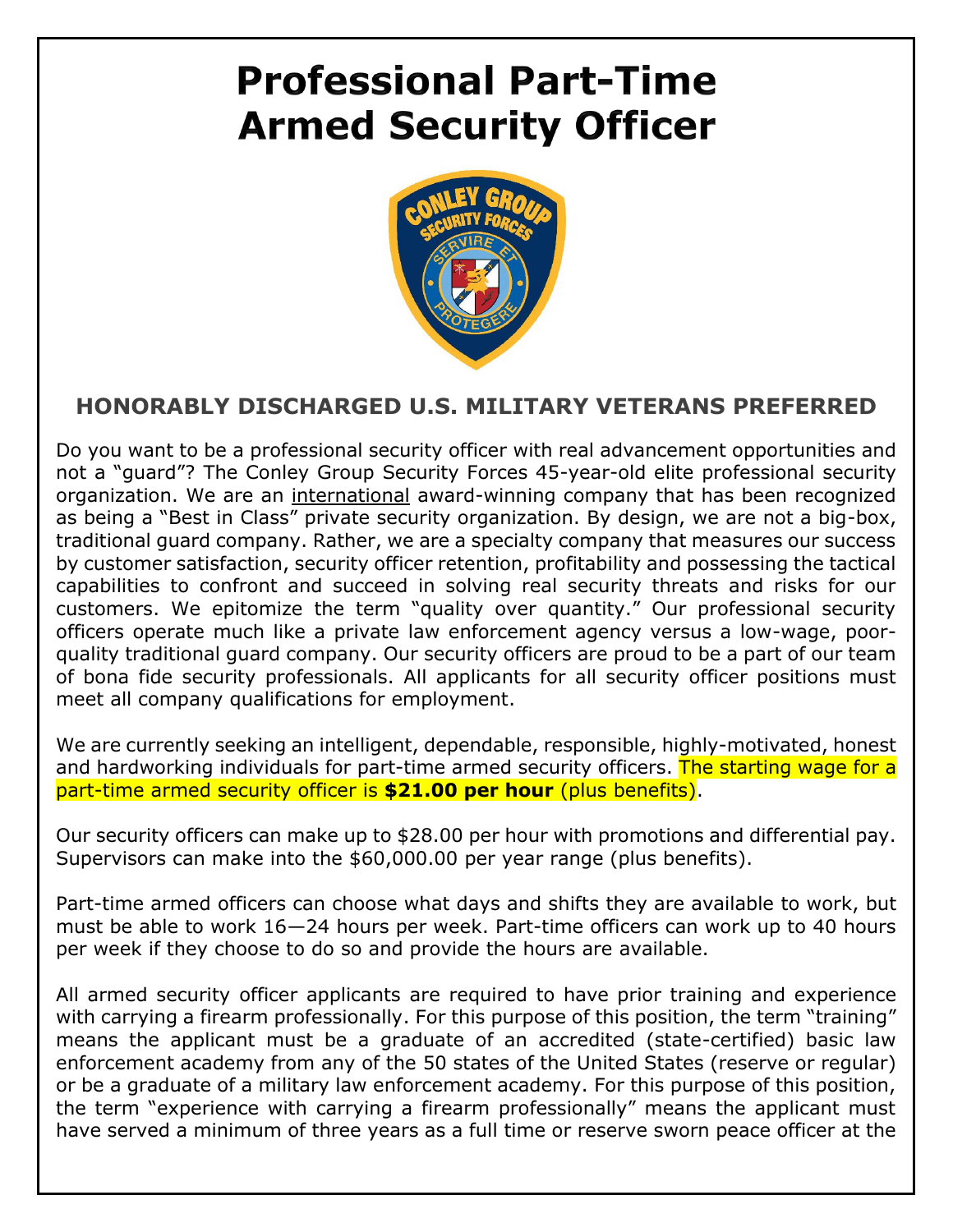# Professional Part-Time Armed Security Officer

## HONORABLY DISCHARGED U.S. MILITARY VETERANS PREFERRED

Do you want to be a professional security officer with real advancement opportunities and not a "guard"? The Conley Group Security Forces 45-year-old elite professional security organization. We are an international award-winning company that has been recognized as being a "Best in Class" private security organization. By design, we are not a big-box, traditional guard company. Rather, we are a specialty company that measures our success by customer satisfaction, security officer retention, profitability and possessing the tactical capabilities to confront and succeed in solving real security threats and risks for our customers. We epitomize the term "quality over quantity." Our professional security officers operate much like a private law enforcement agency versus a low-wage, poor-quality traditional guard company. Our security officers are proud to be a part of our team of bona fide security professionals. All applicants for all security officer positions must meet all company qualifications for employment.

We are currently seeking an intelligent, dependable, responsible, highly-motivated, honest and hardworking individuals for part-time armed security officers. The starting wage for a part-time armed security officer is **$21.00 per hour** (plus benefits).

Our security officers can make up to $28.00 per hour with promotions and differential pay. Supervisors can make into the $60,000.00 per year range (plus benefits).

Part-time armed officers can choose what days and shifts they are available to work, but must be able to work 16—24 hours per week. Part-time officers can work up to 40 hours per week if they choose to do so and provide the hours are available.

All armed security officer applicants are required to have prior training and experience with carrying a firearm professionally. For this purpose of this position, the term "training" means the applicant must be a graduate of an accredited (state-certified) basic law enforcement academy from any of the 50 states of the United States (reserve or regular) or be a graduate of a military law enforcement academy. For this purpose of this position, the term "experience with carrying a firearm professionally" means the applicant must have served a minimum of three years as a full time or reserve sworn peace officer at the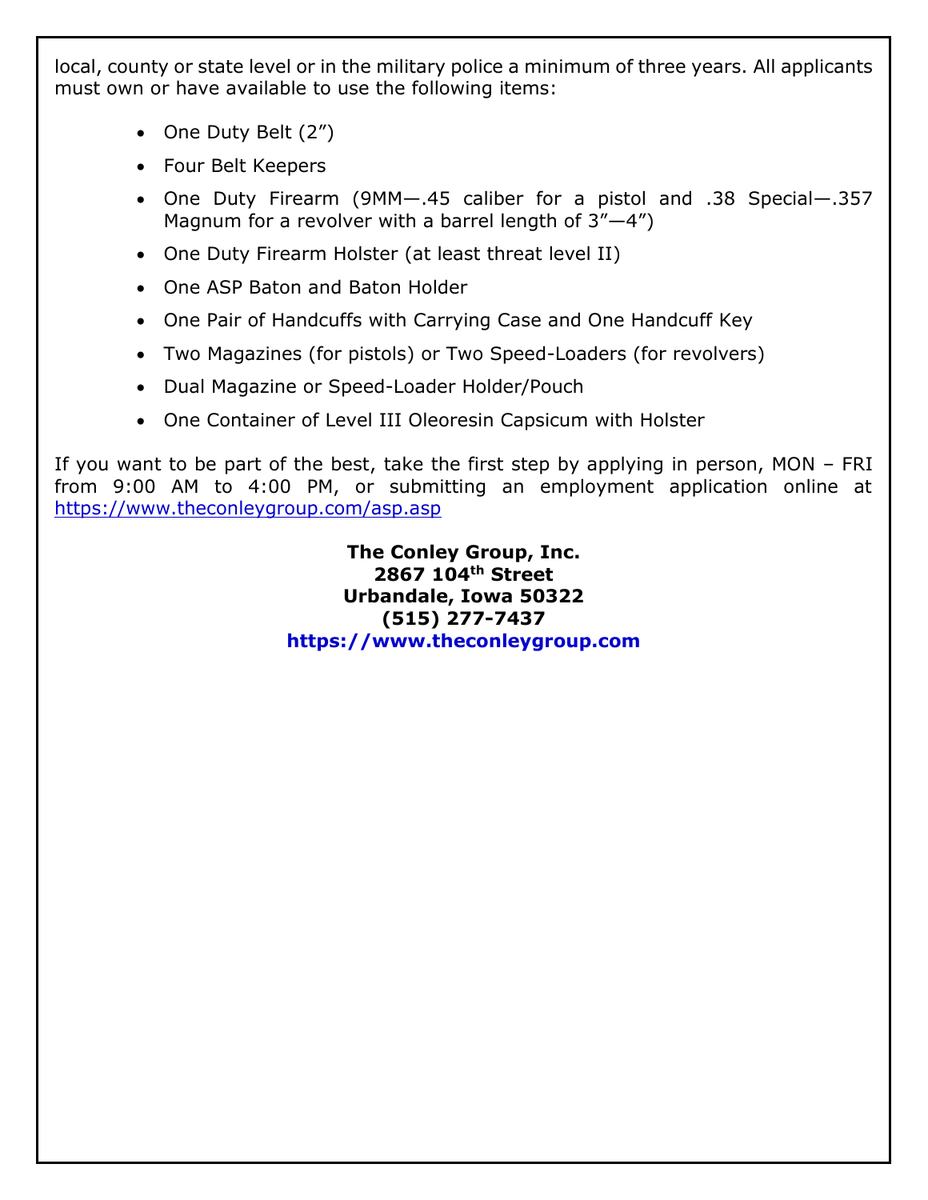local, county or state level or in the military police a minimum of three years. All applicants must own or have available to use the following items:

- One Duty Belt (2”)
- Four Belt Keepers
- One Duty Firearm (9MM—.45 caliber for a pistol and .38 Special—.357 Magnum for a revolver with a barrel length of 3”—4”)
- One Duty Firearm Holster (at least threat level II)
- One ASP Baton and Baton Holder
- One Pair of Handcuffs with Carrying Case and One Handcuff Key
- Two Magazines (for pistols) or Two Speed-Loaders (for revolvers)
- Dual Magazine or Speed-Loader Holder/Pouch
- One Container of Level III Oleoresin Capsicum with Holster

If you want to be part of the best, take the first step by applying in person, MON – FRI from 9:00 AM to 4:00 PM, or submitting an employment application online at https://www.theconleygroup.com/asp.asp

**The Conley Group, Inc.**
**2867 104th Street**
**Urbandale, Iowa 50322**
**(515) 277-7437**
**https://www.theconleygroup.com**